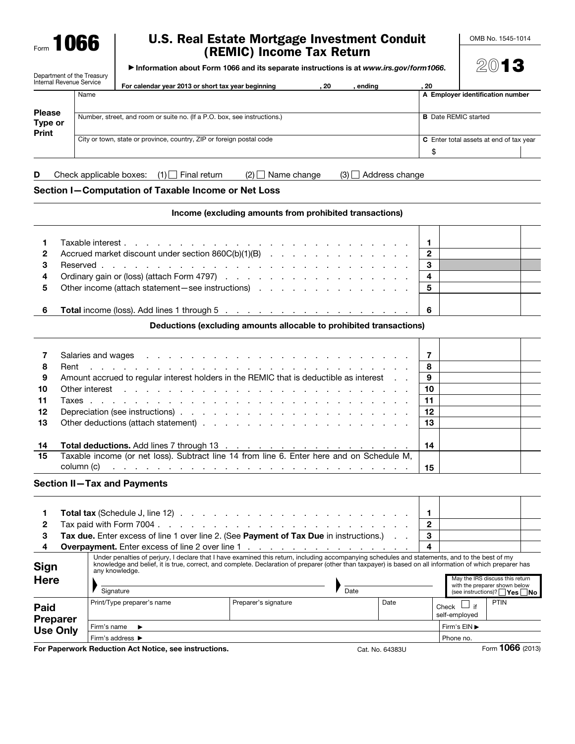Form **1066**

Department of the Treasury
Internal Revenue Service

# U.S. Real Estate Mortgage Investment Conduit (REMIC) Income Tax Return

▶ Information about Form 1066 and its separate instructions is at *www.irs.gov/form1066*.

OMB No. 1545-1014

**2013**

For calendar year 2013 or short tax year beginning , 20 , ending , 20

| Please Type or Print | | |
|---|---|---|
| | Name | **A** Employer identification number |
| | Number, street, and room or suite no. (If a P.O. box, see instructions.) | **B** Date REMIC started |
| | City or town, state or province, country, ZIP or foreign postal code | **C** Enter total assets at end of tax year $ |

**D** Check applicable boxes: (1) ☐ Final return (2) ☐ Name change (3) ☐ Address change

## Section I—Computation of Taxable Income or Net Loss

### Income (excluding amounts from prohibited transactions)

| | | | |
|---|---|---|---|
| 1 | Taxable interest | 1 | |
| 2 | Accrued market discount under section 860C(b)(1)(B) | 2 | |
| 3 | Reserved | 3 | |
| 4 | Ordinary gain or (loss) (attach Form 4797) | 4 | |
| 5 | Other income (attach statement—see instructions) | 5 | |
| 6 | **Total** income (loss). Add lines 1 through 5 | 6 | |

### Deductions (excluding amounts allocable to prohibited transactions)

| | | | |
|---|---|---|---|
| 7 | Salaries and wages | 7 | |
| 8 | Rent | 8 | |
| 9 | Amount accrued to regular interest holders in the REMIC that is deductible as interest | 9 | |
| 10 | Other interest | 10 | |
| 11 | Taxes | 11 | |
| 12 | Depreciation (see instructions) | 12 | |
| 13 | Other deductions (attach statement) | 13 | |
| 14 | **Total deductions.** Add lines 7 through 13 | 14 | |
| 15 | Taxable income (or net loss). Subtract line 14 from line 6. Enter here and on Schedule M, column (c) | 15 | |

## Section II—Tax and Payments

| | | | |
|---|---|---|---|
| 1 | **Total tax** (Schedule J, line 12) | 1 | |
| 2 | Tax paid with Form 7004 | 2 | |
| 3 | **Tax due.** Enter excess of line 1 over line 2. (See **Payment of Tax Due** in instructions.) | 3 | |
| 4 | **Overpayment.** Enter excess of line 2 over line 1 | 4 | |

**Sign Here**

Under penalties of perjury, I declare that I have examined this return, including accompanying schedules and statements, and to the best of my knowledge and belief, it is true, correct, and complete. Declaration of preparer (other than taxpayer) is based on all information of which preparer has any knowledge.

Signature | Date | May the IRS discuss this return with the preparer shown below (see instructions)? ☐ **Yes** ☐ **No**

**Paid Preparer Use Only**

| Print/Type preparer's name | Preparer's signature | Date | Check ☐ if self-employed | PTIN |
|---|---|---|---|---|
| Firm's name ▶ | | | Firm's EIN ▶ | |
| Firm's address ▶ | | | Phone no. | |

**For Paperwork Reduction Act Notice, see instructions.** Cat. No. 64383U Form **1066** (2013)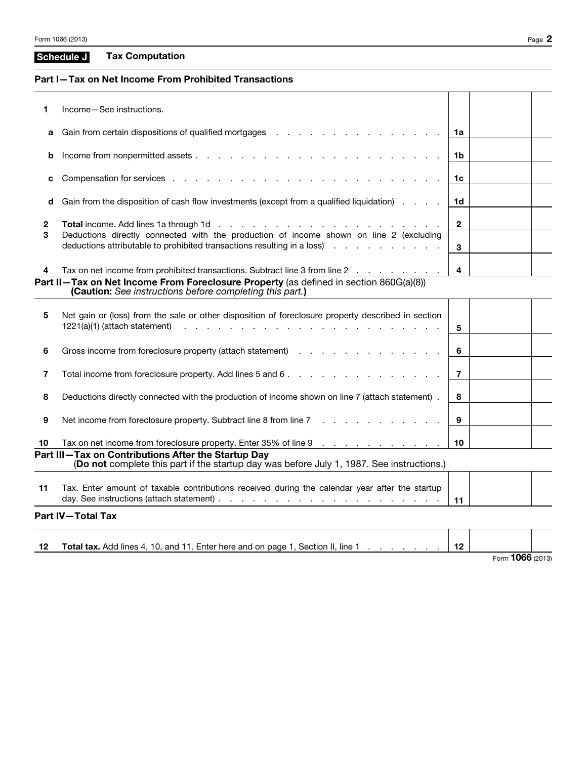## Schedule J Tax Computation

### Part I—Tax on Net Income From Prohibited Transactions

| | | | |
|---|---|---|---|
| **1** | Income—See instructions. | | |
| **a** | Gain from certain dispositions of qualified mortgages | **1a** | |
| **b** | Income from nonpermitted assets | **1b** | |
| **c** | Compensation for services | **1c** | |
| **d** | Gain from the disposition of cash flow investments (except from a qualified liquidation) | **1d** | |
| **2** | **Total** income. Add lines 1a through 1d | **2** | |
| **3** | Deductions directly connected with the production of income shown on line 2 (excluding deductions attributable to prohibited transactions resulting in a loss) | **3** | |
| **4** | Tax on net income from prohibited transactions. Subtract line 3 from line 2 | **4** | |

### Part II—Tax on Net Income From Foreclosure Property (as defined in section 860G(a)(8)) (**Caution:** *See instructions before completing this part.*)

| | | | |
|---|---|---|---|
| **5** | Net gain or (loss) from the sale or other disposition of foreclosure property described in section 1221(a)(1) (attach statement) | **5** | |
| **6** | Gross income from foreclosure property (attach statement) | **6** | |
| **7** | Total income from foreclosure property. Add lines 5 and 6 | **7** | |
| **8** | Deductions directly connected with the production of income shown on line 7 (attach statement) | **8** | |
| **9** | Net income from foreclosure property. Subtract line 8 from line 7 | **9** | |
| **10** | Tax on net income from foreclosure property. Enter 35% of line 9 | **10** | |

### Part III—Tax on Contributions After the Startup Day (**Do not** complete this part if the startup day was before July 1, 1987. See instructions.)

| | | | |
|---|---|---|---|
| **11** | Tax. Enter amount of taxable contributions received during the calendar year after the startup day. See instructions (attach statement) | **11** | |

### Part IV—Total Tax

| | | | |
|---|---|---|---|
| **12** | **Total tax.** Add lines 4, 10, and 11. Enter here and on page 1, Section II, line 1 | **12** | |

Form **1066** (2013)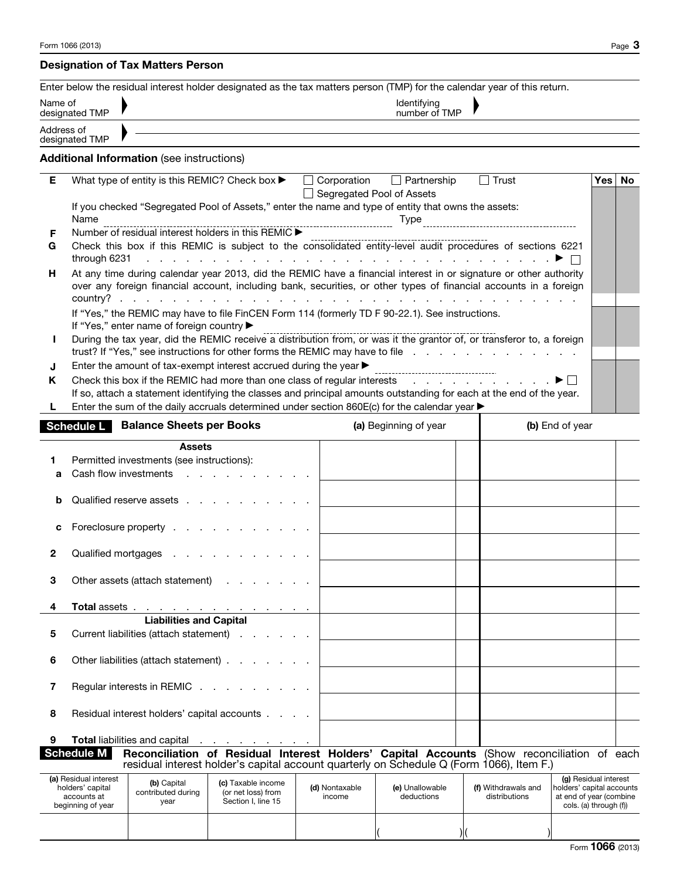## Designation of Tax Matters Person

Enter below the residual interest holder designated as the tax matters person (TMP) for the calendar year of this return.

Name of designated TMP ▶ ____________ Identifying number of TMP ▶ ____________

Address of designated TMP ▶ ____________

## Additional Information (see instructions)

| | | Yes | No |
|---|---|---|---|
| **E** | What type of entity is this REMIC? Check box ▶ ☐ Corporation ☐ Partnership ☐ Trust ☐ Segregated Pool of Assets<br>If you checked "Segregated Pool of Assets," enter the name and type of entity that owns the assets:<br>Name ____________ Type ____________ | | |
| **F** | Number of residual interest holders in this REMIC ▶ ____________ | | |
| **G** | Check this box if this REMIC is subject to the consolidated entity-level audit procedures of sections 6221 through 6231 . . . ▶ ☐ | | |
| **H** | At any time during calendar year 2013, did the REMIC have a financial interest in or signature or other authority over any foreign financial account, including bank, securities, or other types of financial accounts in a foreign country? . . .<br>If "Yes," the REMIC may have to file FinCEN Form 114 (formerly TD F 90-22.1). See instructions.<br>If "Yes," enter name of foreign country ▶ ____________ | | |
| **I** | During the tax year, did the REMIC receive a distribution from, or was it the grantor of, or transferor to, a foreign trust? If "Yes," see instructions for other forms the REMIC may have to file . . . | | |
| **J** | Enter the amount of tax-exempt interest accrued during the year ▶ ____________ | | |
| **K** | Check this box if the REMIC had more than one class of regular interests . . . ▶ ☐<br>If so, attach a statement identifying the classes and principal amounts outstanding for each at the end of the year. | | |
| **L** | Enter the sum of the daily accruals determined under section 860E(c) for the calendar year ▶ | | |

## Schedule L — Balance Sheets per Books

| | | (a) Beginning of year | | (b) End of year | |
|---|---|---|---|---|---|
| | **Assets** | | | | |
| **1** | Permitted investments (see instructions): | | | | |
| **a** | Cash flow investments | | | | |
| **b** | Qualified reserve assets | | | | |
| **c** | Foreclosure property | | | | |
| **2** | Qualified mortgages | | | | |
| **3** | Other assets (attach statement) | | | | |
| **4** | **Total** assets | | | | |
| | **Liabilities and Capital** | | | | |
| **5** | Current liabilities (attach statement) | | | | |
| **6** | Other liabilities (attach statement) | | | | |
| **7** | Regular interests in REMIC | | | | |
| **8** | Residual interest holders' capital accounts | | | | |
| **9** | **Total** liabilities and capital | | | | |

## Schedule M — Reconciliation of Residual Interest Holders' Capital Accounts (Show reconciliation of each residual interest holder's capital account quarterly on Schedule Q (Form 1066), Item F.)

| (a) Residual interest holders' capital accounts at beginning of year | (b) Capital contributed during year | (c) Taxable income (or net loss) from Section I, line 15 | (d) Nontaxable income | (e) Unallowable deductions | (f) Withdrawals and distributions | (g) Residual interest holders' capital accounts at end of year (combine cols. (a) through (f)) |
|---|---|---|---|---|---|---|
| | | | | ( ) | ( ) | |

Form **1066** (2013)